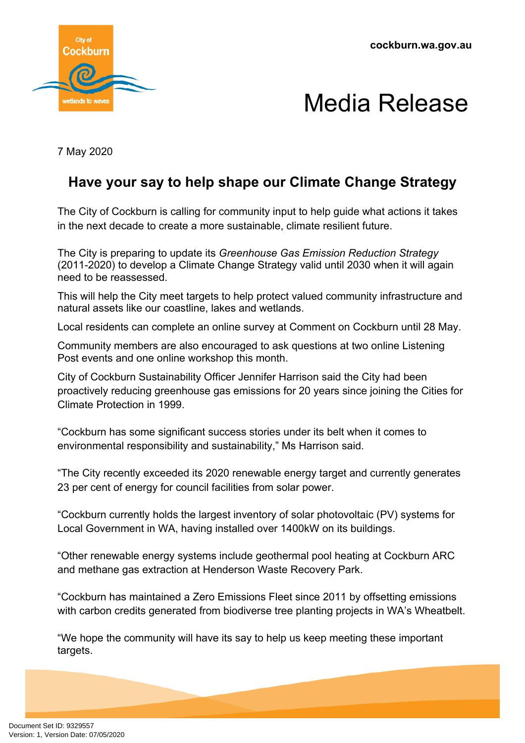cockburn.wa.gov.au

# Media Release

7 May 2020

## Have your say to help shape our Climate Change Strategy

The City of Cockburn is calling for community input to help guide what actions it takes in the next decade to create a more sustainable, climate resilient future.

The City is preparing to update its *Greenhouse Gas Emission Reduction Strategy* (2011-2020) to develop a Climate Change Strategy valid until 2030 when it will again need to be reassessed.

This will help the City meet targets to help protect valued community infrastructure and natural assets like our coastline, lakes and wetlands.

Local residents can complete an online survey at Comment on Cockburn until 28 May.

Community members are also encouraged to ask questions at two online Listening Post events and one online workshop this month.

City of Cockburn Sustainability Officer Jennifer Harrison said the City had been proactively reducing greenhouse gas emissions for 20 years since joining the Cities for Climate Protection in 1999.

“Cockburn has some significant success stories under its belt when it comes to environmental responsibility and sustainability,” Ms Harrison said.

“The City recently exceeded its 2020 renewable energy target and currently generates 23 per cent of energy for council facilities from solar power.

“Cockburn currently holds the largest inventory of solar photovoltaic (PV) systems for Local Government in WA, having installed over 1400kW on its buildings.

“Other renewable energy systems include geothermal pool heating at Cockburn ARC and methane gas extraction at Henderson Waste Recovery Park.

“Cockburn has maintained a Zero Emissions Fleet since 2011 by offsetting emissions with carbon credits generated from biodiverse tree planting projects in WA’s Wheatbelt.

“We hope the community will have its say to help us keep meeting these important targets.

Document Set ID: 9329557
Version: 1, Version Date: 07/05/2020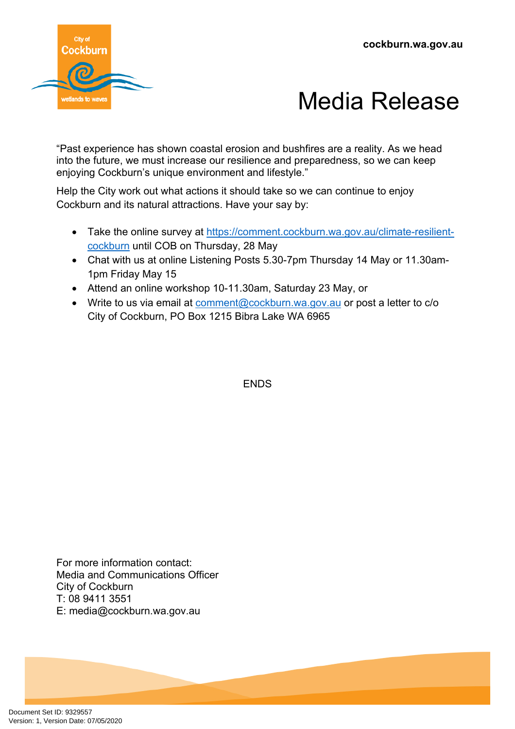“Past experience has shown coastal erosion and bushfires are a reality. As we head into the future, we must increase our resilience and preparedness, so we can keep enjoying Cockburn’s unique environment and lifestyle.”

Help the City work out what actions it should take so we can continue to enjoy Cockburn and its natural attractions. Have your say by:

- Take the online survey at https://comment.cockburn.wa.gov.au/climate-resilient-cockburn until COB on Thursday, 28 May
- Chat with us at online Listening Posts 5.30-7pm Thursday 14 May or 11.30am-1pm Friday May 15
- Attend an online workshop 10-11.30am, Saturday 23 May, or
- Write to us via email at comment@cockburn.wa.gov.au or post a letter to c/o City of Cockburn, PO Box 1215 Bibra Lake WA 6965

ENDS

For more information contact:
Media and Communications Officer
City of Cockburn
T: 08 9411 3551
E: media@cockburn.wa.gov.au

Document Set ID: 9329557
Version: 1, Version Date: 07/05/2020